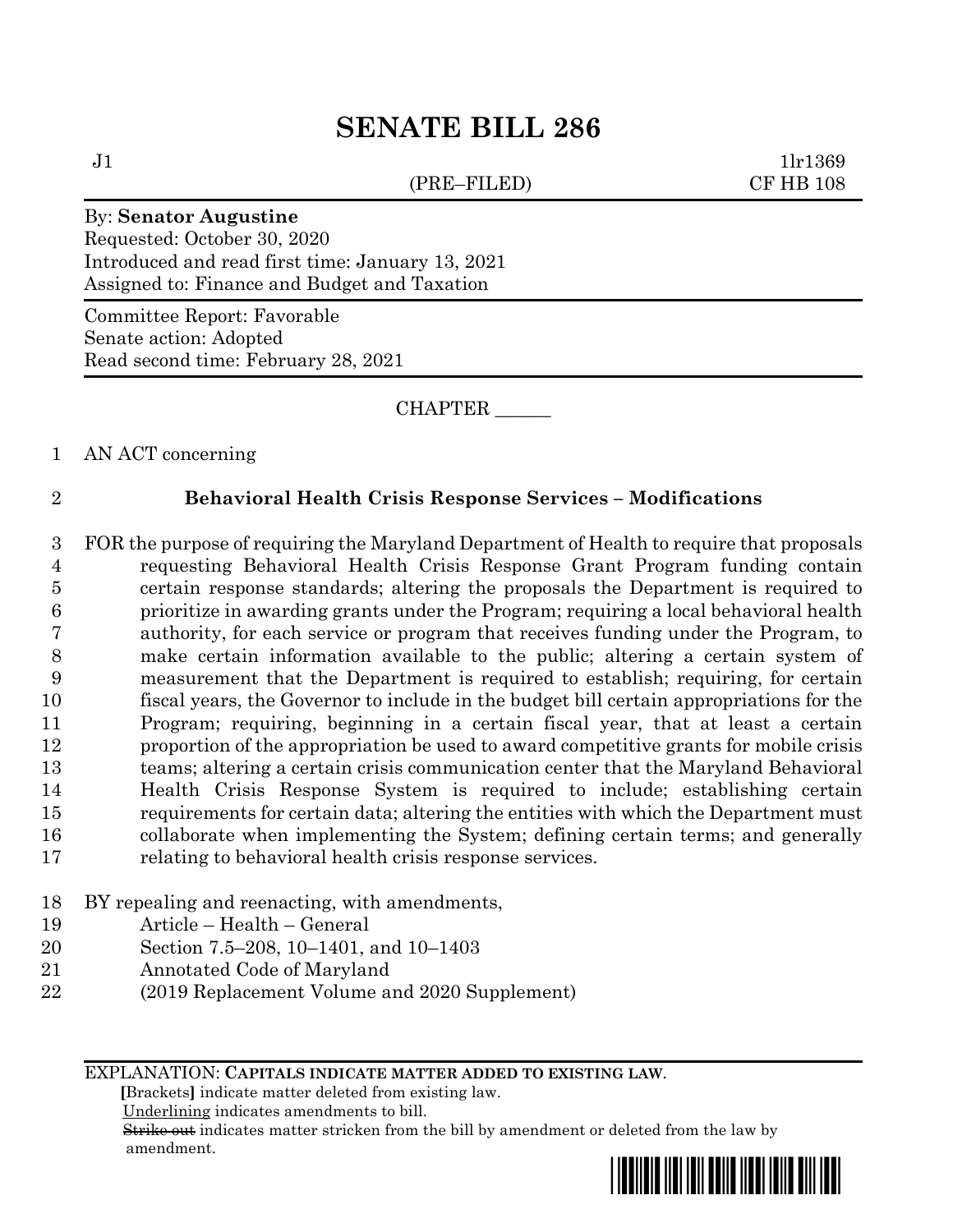# SENATE BILL 286

J1 (PRE–FILED) 1lr1369
CF HB 108

By: **Senator Augustine**
Requested: October 30, 2020
Introduced and read first time: January 13, 2021
Assigned to: Finance and Budget and Taxation

Committee Report: Favorable
Senate action: Adopted
Read second time: February 28, 2021

CHAPTER ______

AN ACT concerning

## Behavioral Health Crisis Response Services – Modifications

FOR the purpose of requiring the Maryland Department of Health to require that proposals requesting Behavioral Health Crisis Response Grant Program funding contain certain response standards; altering the proposals the Department is required to prioritize in awarding grants under the Program; requiring a local behavioral health authority, for each service or program that receives funding under the Program, to make certain information available to the public; altering a certain system of measurement that the Department is required to establish; requiring, for certain fiscal years, the Governor to include in the budget bill certain appropriations for the Program; requiring, beginning in a certain fiscal year, that at least a certain proportion of the appropriation be used to award competitive grants for mobile crisis teams; altering a certain crisis communication center that the Maryland Behavioral Health Crisis Response System is required to include; establishing certain requirements for certain data; altering the entities with which the Department must collaborate when implementing the System; defining certain terms; and generally relating to behavioral health crisis response services.

BY repealing and reenacting, with amendments,
Article – Health – General
Section 7.5–208, 10–1401, and 10–1403
Annotated Code of Maryland
(2019 Replacement Volume and 2020 Supplement)

EXPLANATION: **CAPITALS INDICATE MATTER ADDED TO EXISTING LAW.**
**[**Brackets**]** indicate matter deleted from existing law.
Underlining indicates amendments to bill.
~~Strike out~~ indicates matter stricken from the bill by amendment or deleted from the law by amendment.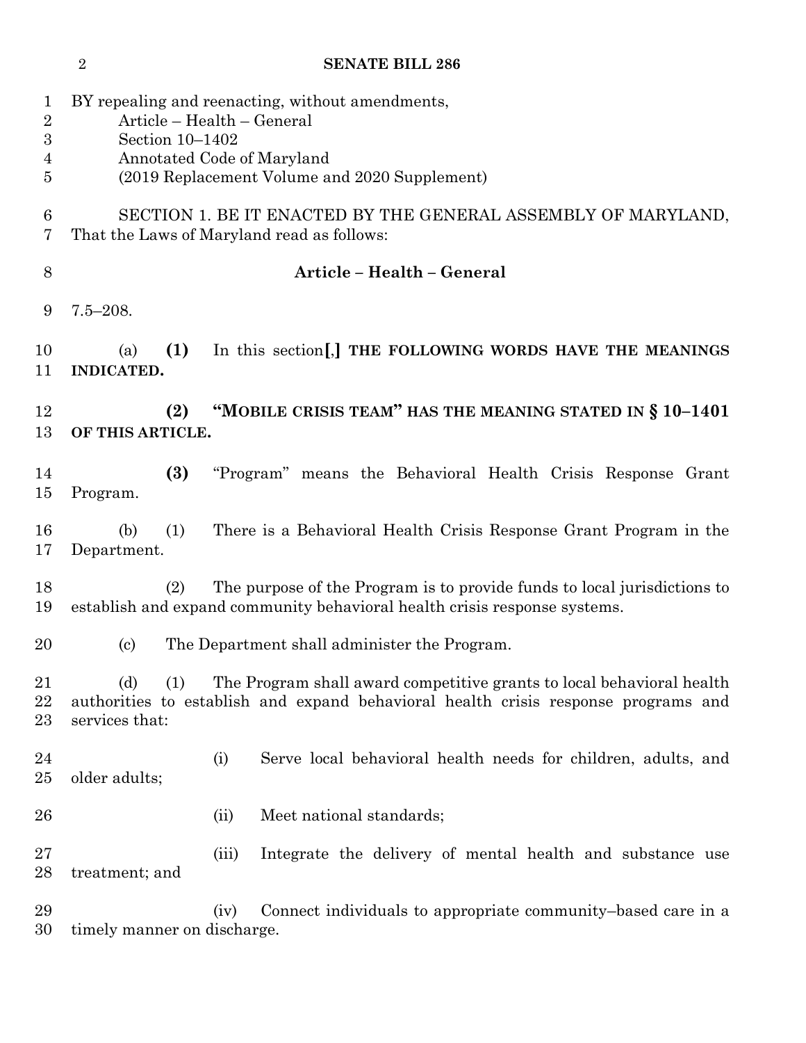BY repealing and reenacting, without amendments,
Article – Health – General
Section 10–1402
Annotated Code of Maryland
(2019 Replacement Volume and 2020 Supplement)

SECTION 1. BE IT ENACTED BY THE GENERAL ASSEMBLY OF MARYLAND, That the Laws of Maryland read as follows:

**Article – Health – General**

7.5–208.

(a) **(1)** In this section**[**,**]** **THE FOLLOWING WORDS HAVE THE MEANINGS INDICATED.**

**(2)** **"MOBILE CRISIS TEAM" HAS THE MEANING STATED IN § 10–1401 OF THIS ARTICLE.**

**(3)** "Program" means the Behavioral Health Crisis Response Grant Program.

(b) (1) There is a Behavioral Health Crisis Response Grant Program in the Department.

(2) The purpose of the Program is to provide funds to local jurisdictions to establish and expand community behavioral health crisis response systems.

(c) The Department shall administer the Program.

(d) (1) The Program shall award competitive grants to local behavioral health authorities to establish and expand behavioral health crisis response programs and services that:

(i) Serve local behavioral health needs for children, adults, and older adults;

(ii) Meet national standards;

(iii) Integrate the delivery of mental health and substance use treatment; and

(iv) Connect individuals to appropriate community–based care in a timely manner on discharge.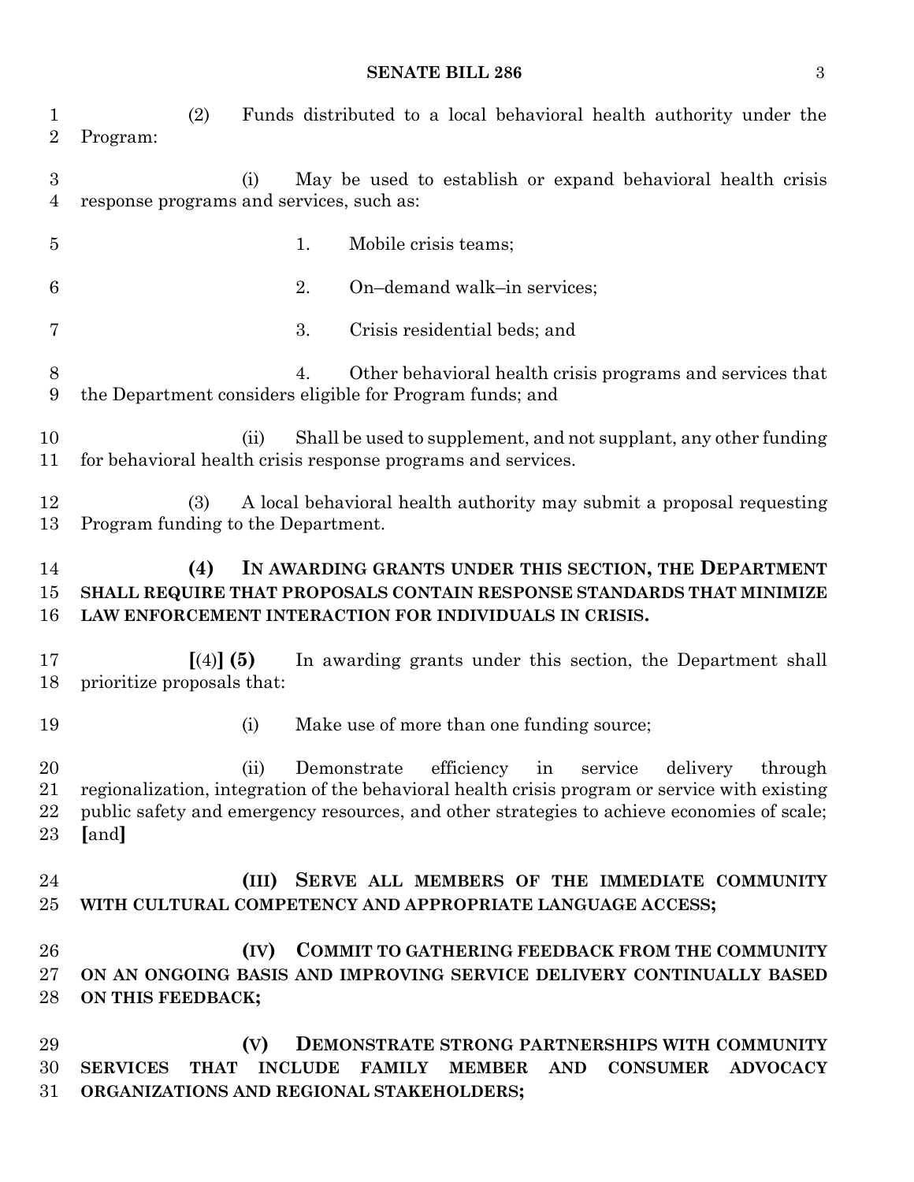(2) Funds distributed to a local behavioral health authority under the Program:

(i) May be used to establish or expand behavioral health crisis response programs and services, such as:

1. Mobile crisis teams;

2. On–demand walk–in services;

3. Crisis residential beds; and

4. Other behavioral health crisis programs and services that the Department considers eligible for Program funds; and

(ii) Shall be used to supplement, and not supplant, any other funding for behavioral health crisis response programs and services.

(3) A local behavioral health authority may submit a proposal requesting Program funding to the Department.

**(4) IN AWARDING GRANTS UNDER THIS SECTION, THE DEPARTMENT SHALL REQUIRE THAT PROPOSALS CONTAIN RESPONSE STANDARDS THAT MINIMIZE LAW ENFORCEMENT INTERACTION FOR INDIVIDUALS IN CRISIS.**

**[**(4)**] (5)** In awarding grants under this section, the Department shall prioritize proposals that:

(i) Make use of more than one funding source;

(ii) Demonstrate efficiency in service delivery through regionalization, integration of the behavioral health crisis program or service with existing public safety and emergency resources, and other strategies to achieve economies of scale; **[**and**]**

**(III) SERVE ALL MEMBERS OF THE IMMEDIATE COMMUNITY WITH CULTURAL COMPETENCY AND APPROPRIATE LANGUAGE ACCESS;**

**(IV) COMMIT TO GATHERING FEEDBACK FROM THE COMMUNITY ON AN ONGOING BASIS AND IMPROVING SERVICE DELIVERY CONTINUALLY BASED ON THIS FEEDBACK;**

**(V) DEMONSTRATE STRONG PARTNERSHIPS WITH COMMUNITY SERVICES THAT INCLUDE FAMILY MEMBER AND CONSUMER ADVOCACY ORGANIZATIONS AND REGIONAL STAKEHOLDERS;**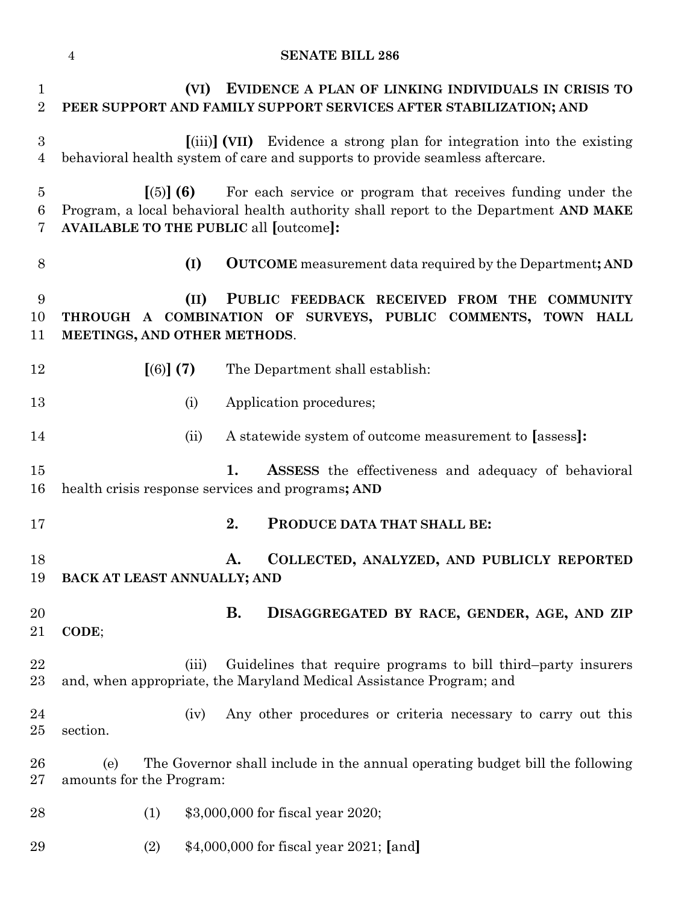(VI) **EVIDENCE A PLAN OF LINKING INDIVIDUALS IN CRISIS TO PEER SUPPORT AND FAMILY SUPPORT SERVICES AFTER STABILIZATION; AND**

[(iii)] **(VII)** Evidence a strong plan for integration into the existing behavioral health system of care and supports to provide seamless aftercare.

[(5)] **(6)** For each service or program that receives funding under the Program, a local behavioral health authority shall report to the Department **AND MAKE AVAILABLE TO THE PUBLIC** all [outcome]**:**

**(I) OUTCOME** measurement data required by the Department**; AND**

**(II) PUBLIC FEEDBACK RECEIVED FROM THE COMMUNITY THROUGH A COMBINATION OF SURVEYS, PUBLIC COMMENTS, TOWN HALL MEETINGS, AND OTHER METHODS**.

[(6)] **(7)** The Department shall establish:

(i) Application procedures;

(ii) A statewide system of outcome measurement to [assess]**:**

**1. ASSESS** the effectiveness and adequacy of behavioral health crisis response services and programs**; AND**

**2. PRODUCE DATA THAT SHALL BE:**

**A. COLLECTED, ANALYZED, AND PUBLICLY REPORTED BACK AT LEAST ANNUALLY; AND**

**B. DISAGGREGATED BY RACE, GENDER, AGE, AND ZIP CODE**;

(iii) Guidelines that require programs to bill third–party insurers and, when appropriate, the Maryland Medical Assistance Program; and

(iv) Any other procedures or criteria necessary to carry out this section.

(e) The Governor shall include in the annual operating budget bill the following amounts for the Program:

(1) $3,000,000 for fiscal year 2020;

(2) $4,000,000 for fiscal year 2021; [and]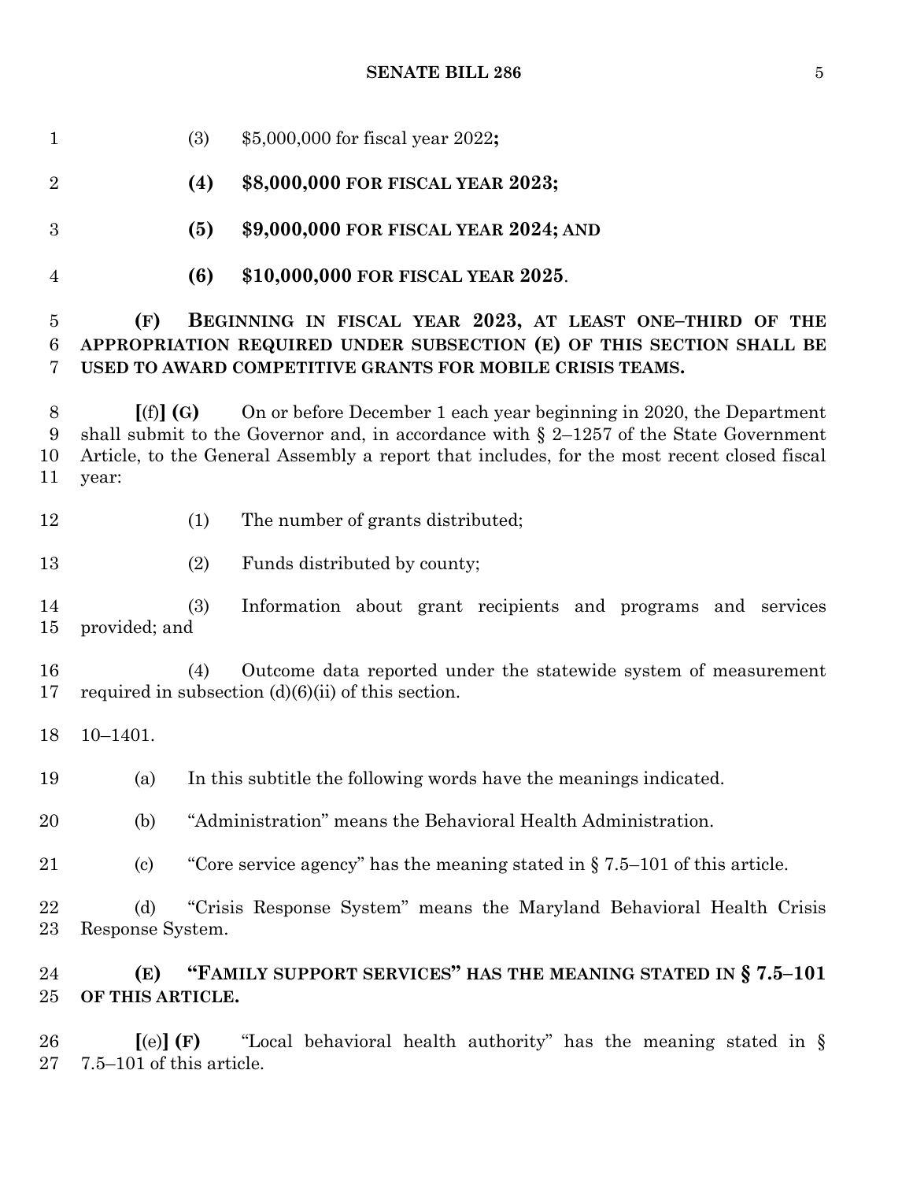(3) $5,000,000 for fiscal year 2022**;**

**(4) $8,000,000 FOR FISCAL YEAR 2023;**

**(5) $9,000,000 FOR FISCAL YEAR 2024; AND**

**(6) $10,000,000 FOR FISCAL YEAR 2025**.

**(F) BEGINNING IN FISCAL YEAR 2023, AT LEAST ONE–THIRD OF THE APPROPRIATION REQUIRED UNDER SUBSECTION (E) OF THIS SECTION SHALL BE USED TO AWARD COMPETITIVE GRANTS FOR MOBILE CRISIS TEAMS.**

**[**(f)**] (G)** On or before December 1 each year beginning in 2020, the Department shall submit to the Governor and, in accordance with § 2–1257 of the State Government Article, to the General Assembly a report that includes, for the most recent closed fiscal year:

(1) The number of grants distributed;

(2) Funds distributed by county;

(3) Information about grant recipients and programs and services provided; and

(4) Outcome data reported under the statewide system of measurement required in subsection (d)(6)(ii) of this section.

10–1401.

(a) In this subtitle the following words have the meanings indicated.

(b) "Administration" means the Behavioral Health Administration.

(c) "Core service agency" has the meaning stated in § 7.5–101 of this article.

(d) "Crisis Response System" means the Maryland Behavioral Health Crisis Response System.

**(E) "FAMILY SUPPORT SERVICES" HAS THE MEANING STATED IN § 7.5–101 OF THIS ARTICLE.**

**[**(e)**] (F)** "Local behavioral health authority" has the meaning stated in § 7.5–101 of this article.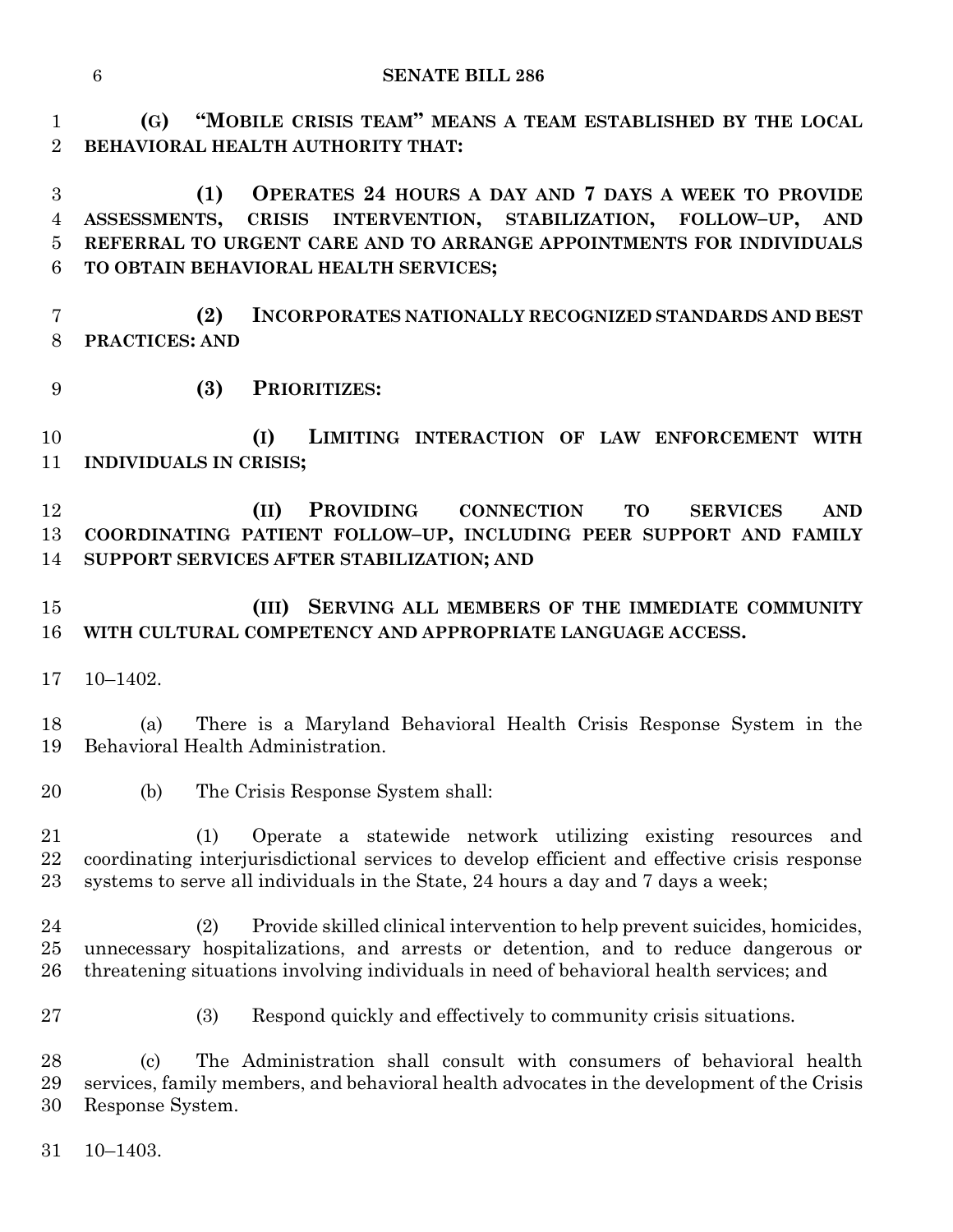**(G) "MOBILE CRISIS TEAM" MEANS A TEAM ESTABLISHED BY THE LOCAL BEHAVIORAL HEALTH AUTHORITY THAT:**

**(1) OPERATES 24 HOURS A DAY AND 7 DAYS A WEEK TO PROVIDE ASSESSMENTS, CRISIS INTERVENTION, STABILIZATION, FOLLOW–UP, AND REFERRAL TO URGENT CARE AND TO ARRANGE APPOINTMENTS FOR INDIVIDUALS TO OBTAIN BEHAVIORAL HEALTH SERVICES;**

**(2) INCORPORATES NATIONALLY RECOGNIZED STANDARDS AND BEST PRACTICES: AND**

**(3) PRIORITIZES:**

**(I) LIMITING INTERACTION OF LAW ENFORCEMENT WITH INDIVIDUALS IN CRISIS;**

**(II) PROVIDING CONNECTION TO SERVICES AND COORDINATING PATIENT FOLLOW–UP, INCLUDING PEER SUPPORT AND FAMILY SUPPORT SERVICES AFTER STABILIZATION; AND**

**(III) SERVING ALL MEMBERS OF THE IMMEDIATE COMMUNITY WITH CULTURAL COMPETENCY AND APPROPRIATE LANGUAGE ACCESS.**

10–1402.

(a) There is a Maryland Behavioral Health Crisis Response System in the Behavioral Health Administration.

(b) The Crisis Response System shall:

(1) Operate a statewide network utilizing existing resources and coordinating interjurisdictional services to develop efficient and effective crisis response systems to serve all individuals in the State, 24 hours a day and 7 days a week;

(2) Provide skilled clinical intervention to help prevent suicides, homicides, unnecessary hospitalizations, and arrests or detention, and to reduce dangerous or threatening situations involving individuals in need of behavioral health services; and

(3) Respond quickly and effectively to community crisis situations.

(c) The Administration shall consult with consumers of behavioral health services, family members, and behavioral health advocates in the development of the Crisis Response System.

10–1403.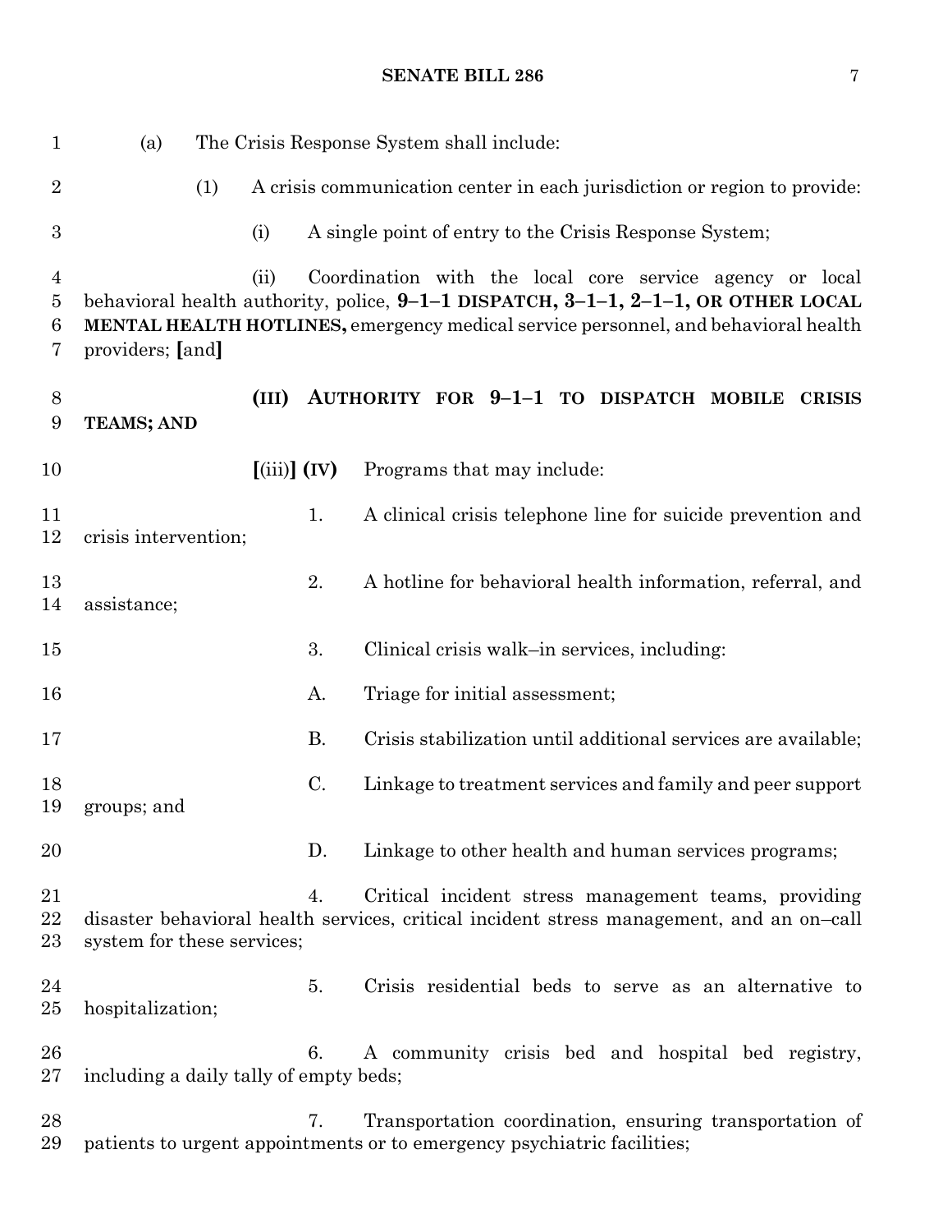(a) The Crisis Response System shall include:

(1) A crisis communication center in each jurisdiction or region to provide:

(i) A single point of entry to the Crisis Response System;

(ii) Coordination with the local core service agency or local behavioral health authority, police, **9–1–1 DISPATCH, 3–1–1, 2–1–1, OR OTHER LOCAL MENTAL HEALTH HOTLINES,** emergency medical service personnel, and behavioral health providers; **[**and**]**

**(III) AUTHORITY FOR 9–1–1 TO DISPATCH MOBILE CRISIS TEAMS; AND**

**[**(iii)**] (IV)** Programs that may include:

1. A clinical crisis telephone line for suicide prevention and crisis intervention;

2. A hotline for behavioral health information, referral, and assistance;

3. Clinical crisis walk–in services, including:

A. Triage for initial assessment;

B. Crisis stabilization until additional services are available;

C. Linkage to treatment services and family and peer support groups; and

D. Linkage to other health and human services programs;

4. Critical incident stress management teams, providing disaster behavioral health services, critical incident stress management, and an on–call system for these services;

5. Crisis residential beds to serve as an alternative to hospitalization;

6. A community crisis bed and hospital bed registry, including a daily tally of empty beds;

7. Transportation coordination, ensuring transportation of patients to urgent appointments or to emergency psychiatric facilities;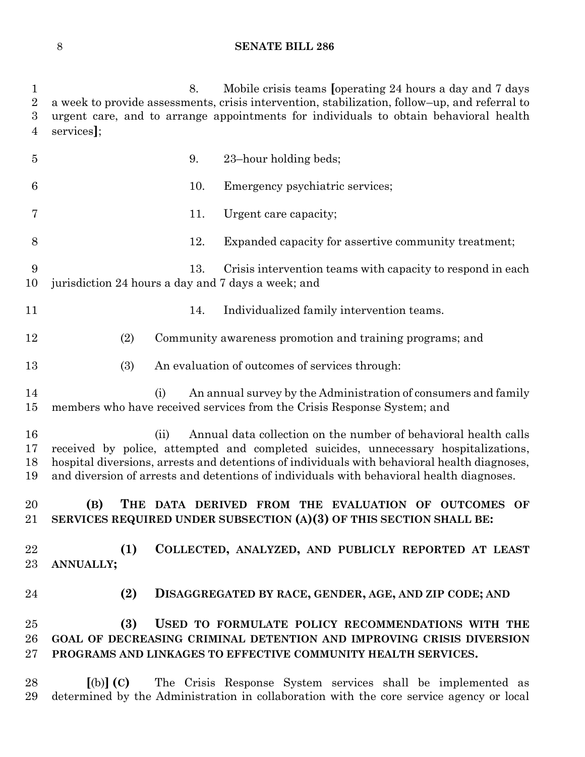8. Mobile crisis teams [operating 24 hours a day and 7 days a week to provide assessments, crisis intervention, stabilization, follow–up, and referral to urgent care, and to arrange appointments for individuals to obtain behavioral health services];

9. 23–hour holding beds;

10. Emergency psychiatric services;

11. Urgent care capacity;

12. Expanded capacity for assertive community treatment;

13. Crisis intervention teams with capacity to respond in each jurisdiction 24 hours a day and 7 days a week; and

14. Individualized family intervention teams.

(2) Community awareness promotion and training programs; and

(3) An evaluation of outcomes of services through:

(i) An annual survey by the Administration of consumers and family members who have received services from the Crisis Response System; and

(ii) Annual data collection on the number of behavioral health calls received by police, attempted and completed suicides, unnecessary hospitalizations, hospital diversions, arrests and detentions of individuals with behavioral health diagnoses, and diversion of arrests and detentions of individuals with behavioral health diagnoses.

**(B) THE DATA DERIVED FROM THE EVALUATION OF OUTCOMES OF SERVICES REQUIRED UNDER SUBSECTION (A)(3) OF THIS SECTION SHALL BE:**

**(1) COLLECTED, ANALYZED, AND PUBLICLY REPORTED AT LEAST ANNUALLY;**

**(2) DISAGGREGATED BY RACE, GENDER, AGE, AND ZIP CODE; AND**

**(3) USED TO FORMULATE POLICY RECOMMENDATIONS WITH THE GOAL OF DECREASING CRIMINAL DETENTION AND IMPROVING CRISIS DIVERSION PROGRAMS AND LINKAGES TO EFFECTIVE COMMUNITY HEALTH SERVICES.**

[(b)] **(C)** The Crisis Response System services shall be implemented as determined by the Administration in collaboration with the core service agency or local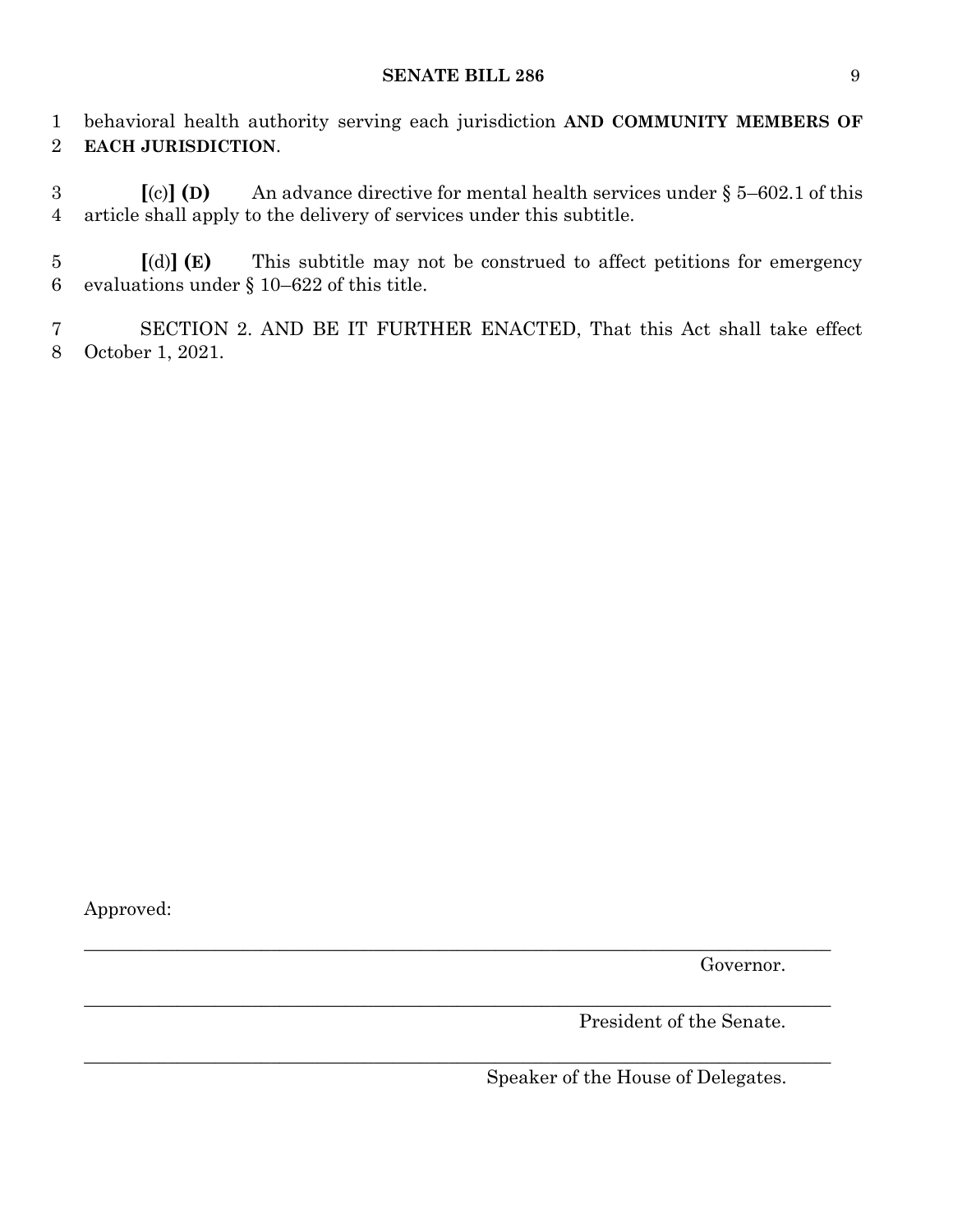behavioral health authority serving each jurisdiction **AND COMMUNITY MEMBERS OF EACH JURISDICTION**.

**[**(c)**] (D)** An advance directive for mental health services under § 5–602.1 of this article shall apply to the delivery of services under this subtitle.

**[**(d)**] (E)** This subtitle may not be construed to affect petitions for emergency evaluations under § 10–622 of this title.

SECTION 2. AND BE IT FURTHER ENACTED, That this Act shall take effect October 1, 2021.

Approved:

\_\_\_\_\_\_\_\_\_\_\_\_\_\_\_\_\_\_\_\_\_\_\_\_\_\_\_\_\_\_\_\_\_\_\_\_\_\_\_\_\_\_\_\_\_\_\_\_\_\_\_\_\_\_\_\_\_\_\_\_\_\_\_\_\_\_\_\_\_\_\_\_\_\_

Governor.

\_\_\_\_\_\_\_\_\_\_\_\_\_\_\_\_\_\_\_\_\_\_\_\_\_\_\_\_\_\_\_\_\_\_\_\_\_\_\_\_\_\_\_\_\_\_\_\_\_\_\_\_\_\_\_\_\_\_\_\_\_\_\_\_\_\_\_\_\_\_\_\_\_\_

President of the Senate.

\_\_\_\_\_\_\_\_\_\_\_\_\_\_\_\_\_\_\_\_\_\_\_\_\_\_\_\_\_\_\_\_\_\_\_\_\_\_\_\_\_\_\_\_\_\_\_\_\_\_\_\_\_\_\_\_\_\_\_\_\_\_\_\_\_\_\_\_\_\_\_\_\_\_

Speaker of the House of Delegates.